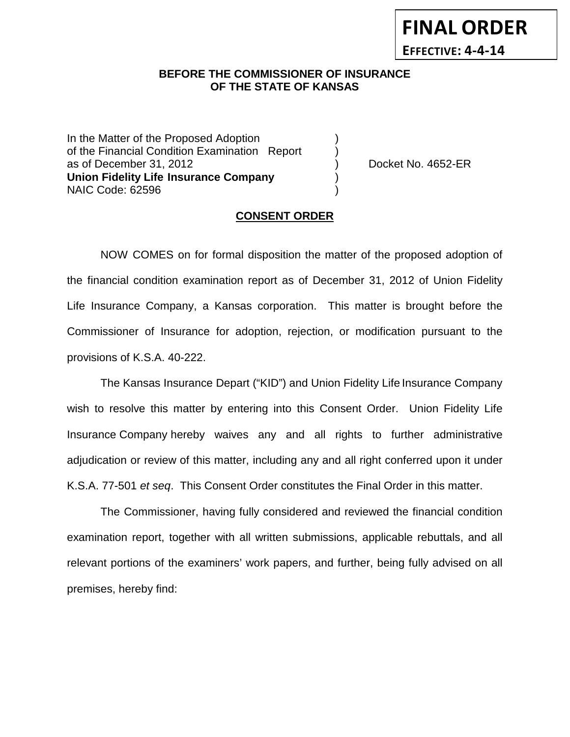**FINAL ORDER**

**EFFECTIVE: 4-4-14**

**BEFORE THE COMMISSIONER OF INSURANCE OF THE STATE OF KANSAS**

| | | |
|---|---|---|
| In the Matter of the Proposed Adoption of the Financial Condition Examination Report as of December 31, 2012 **Union Fidelity Life Insurance Company** NAIC Code: 62596 | ) | Docket No. 4652-ER |

## CONSENT ORDER

NOW COMES on for formal disposition the matter of the proposed adoption of the financial condition examination report as of December 31, 2012 of Union Fidelity Life Insurance Company, a Kansas corporation. This matter is brought before the Commissioner of Insurance for adoption, rejection, or modification pursuant to the provisions of K.S.A. 40-222.

The Kansas Insurance Depart ("KID") and Union Fidelity Life Insurance Company wish to resolve this matter by entering into this Consent Order. Union Fidelity Life Insurance Company hereby waives any and all rights to further administrative adjudication or review of this matter, including any and all right conferred upon it under K.S.A. 77-501 *et seq*. This Consent Order constitutes the Final Order in this matter.

The Commissioner, having fully considered and reviewed the financial condition examination report, together with all written submissions, applicable rebuttals, and all relevant portions of the examiners' work papers, and further, being fully advised on all premises, hereby find: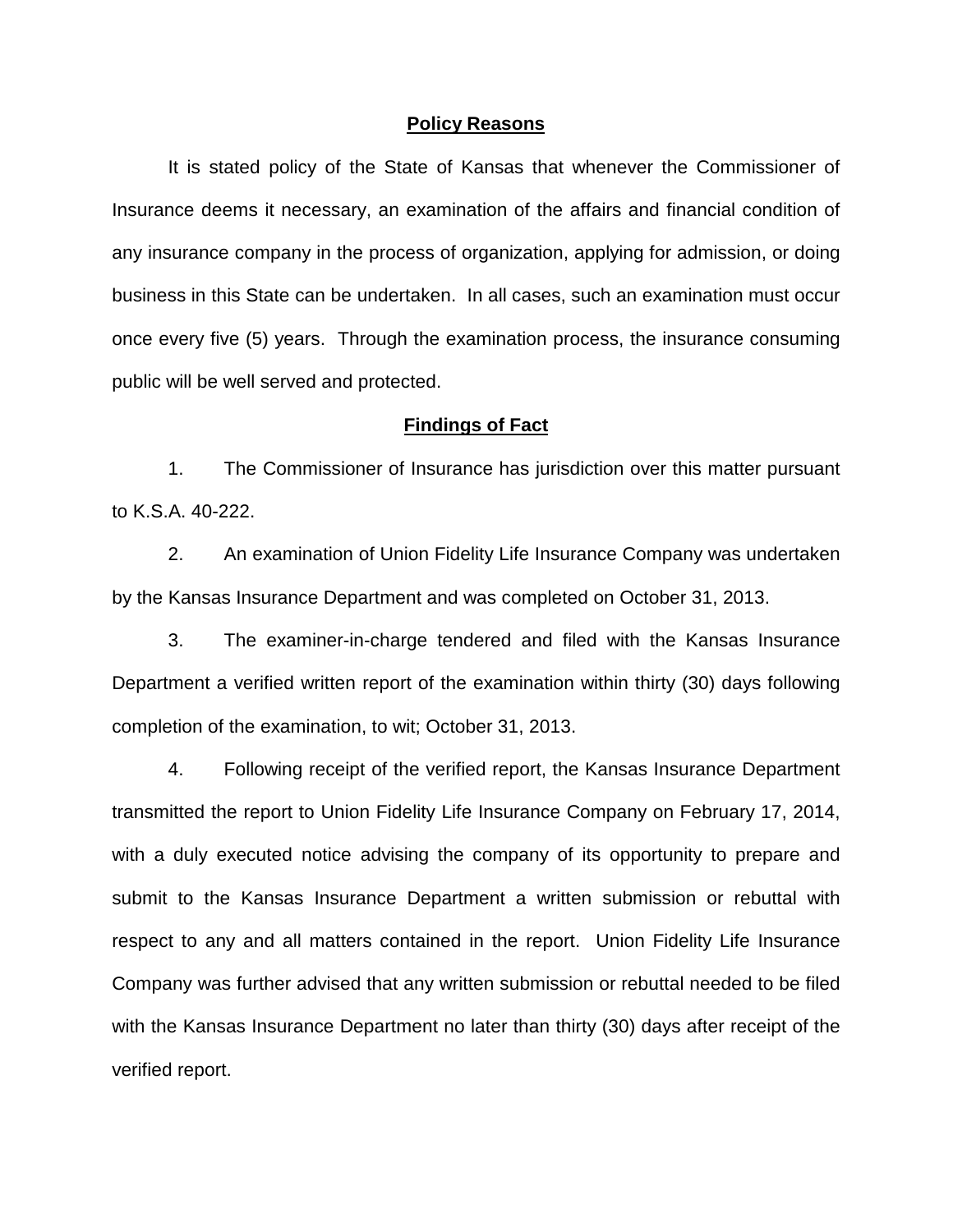**Policy Reasons**

It is stated policy of the State of Kansas that whenever the Commissioner of Insurance deems it necessary, an examination of the affairs and financial condition of any insurance company in the process of organization, applying for admission, or doing business in this State can be undertaken. In all cases, such an examination must occur once every five (5) years. Through the examination process, the insurance consuming public will be well served and protected.

**Findings of Fact**

1. The Commissioner of Insurance has jurisdiction over this matter pursuant to K.S.A. 40-222.

2. An examination of Union Fidelity Life Insurance Company was undertaken by the Kansas Insurance Department and was completed on October 31, 2013.

3. The examiner-in-charge tendered and filed with the Kansas Insurance Department a verified written report of the examination within thirty (30) days following completion of the examination, to wit; October 31, 2013.

4. Following receipt of the verified report, the Kansas Insurance Department transmitted the report to Union Fidelity Life Insurance Company on February 17, 2014, with a duly executed notice advising the company of its opportunity to prepare and submit to the Kansas Insurance Department a written submission or rebuttal with respect to any and all matters contained in the report. Union Fidelity Life Insurance Company was further advised that any written submission or rebuttal needed to be filed with the Kansas Insurance Department no later than thirty (30) days after receipt of the verified report.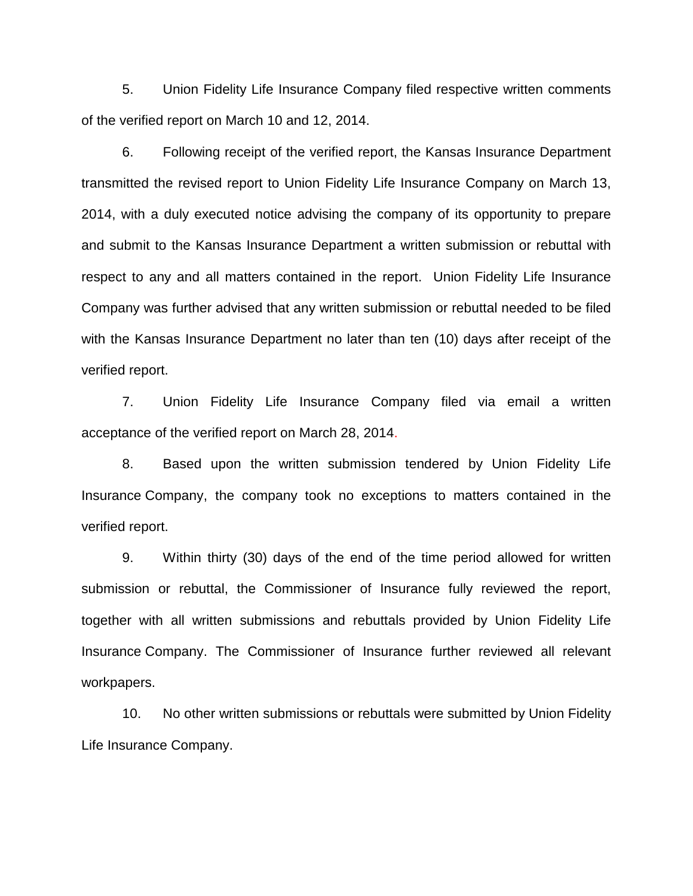5. Union Fidelity Life Insurance Company filed respective written comments of the verified report on March 10 and 12, 2014.

6. Following receipt of the verified report, the Kansas Insurance Department transmitted the revised report to Union Fidelity Life Insurance Company on March 13, 2014, with a duly executed notice advising the company of its opportunity to prepare and submit to the Kansas Insurance Department a written submission or rebuttal with respect to any and all matters contained in the report. Union Fidelity Life Insurance Company was further advised that any written submission or rebuttal needed to be filed with the Kansas Insurance Department no later than ten (10) days after receipt of the verified report.

7. Union Fidelity Life Insurance Company filed via email a written acceptance of the verified report on March 28, 2014.

8. Based upon the written submission tendered by Union Fidelity Life Insurance Company, the company took no exceptions to matters contained in the verified report.

9. Within thirty (30) days of the end of the time period allowed for written submission or rebuttal, the Commissioner of Insurance fully reviewed the report, together with all written submissions and rebuttals provided by Union Fidelity Life Insurance Company. The Commissioner of Insurance further reviewed all relevant workpapers.

10. No other written submissions or rebuttals were submitted by Union Fidelity Life Insurance Company.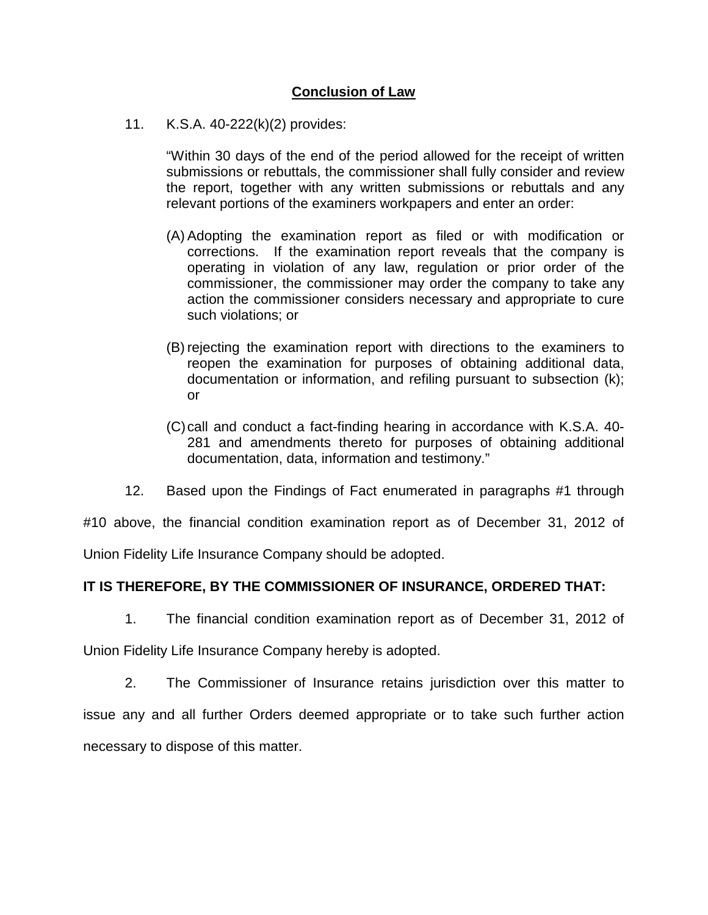## Conclusion of Law

11. K.S.A. 40-222(k)(2) provides:

> "Within 30 days of the end of the period allowed for the receipt of written submissions or rebuttals, the commissioner shall fully consider and review the report, together with any written submissions or rebuttals and any relevant portions of the examiners workpapers and enter an order:
>
> (A) Adopting the examination report as filed or with modification or corrections. If the examination report reveals that the company is operating in violation of any law, regulation or prior order of the commissioner, the commissioner may order the company to take any action the commissioner considers necessary and appropriate to cure such violations; or
>
> (B) rejecting the examination report with directions to the examiners to reopen the examination for purposes of obtaining additional data, documentation or information, and refiling pursuant to subsection (k); or
>
> (C) call and conduct a fact-finding hearing in accordance with K.S.A. 40-281 and amendments thereto for purposes of obtaining additional documentation, data, information and testimony."

12. Based upon the Findings of Fact enumerated in paragraphs #1 through #10 above, the financial condition examination report as of December 31, 2012 of Union Fidelity Life Insurance Company should be adopted.

**IT IS THEREFORE, BY THE COMMISSIONER OF INSURANCE, ORDERED THAT:**

1. The financial condition examination report as of December 31, 2012 of Union Fidelity Life Insurance Company hereby is adopted.

2. The Commissioner of Insurance retains jurisdiction over this matter to issue any and all further Orders deemed appropriate or to take such further action necessary to dispose of this matter.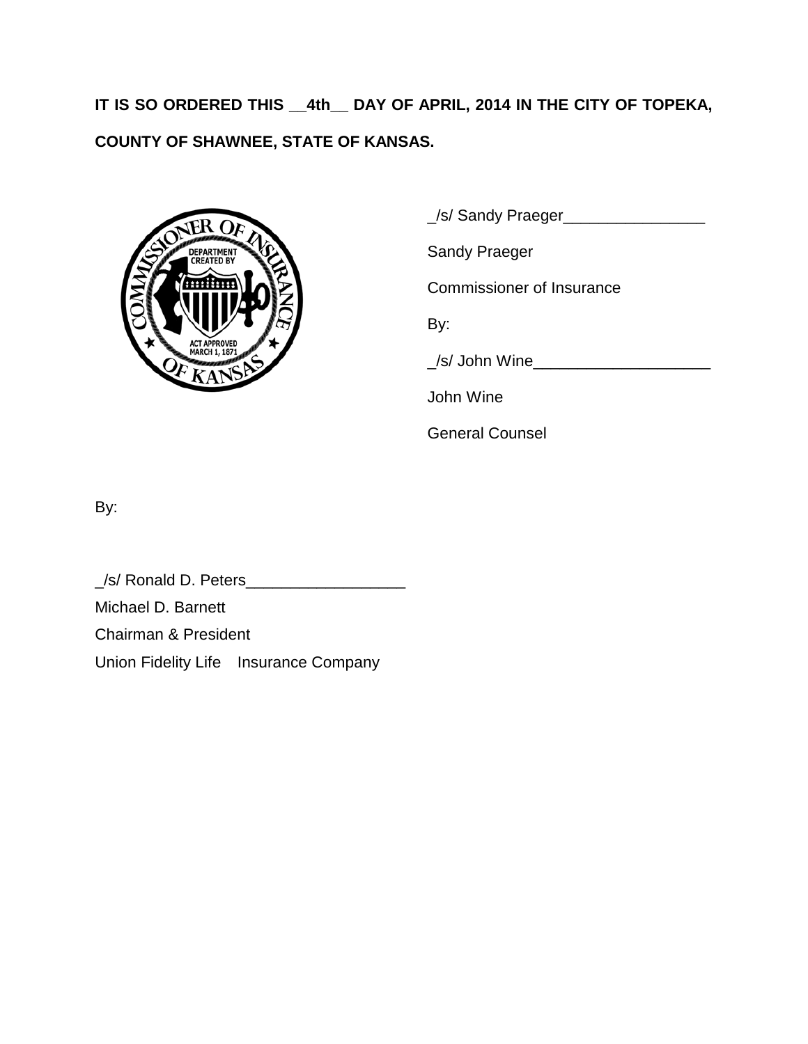**IT IS SO ORDERED THIS __4th__ DAY OF APRIL, 2014 IN THE CITY OF TOPEKA, COUNTY OF SHAWNEE, STATE OF KANSAS.**

_/s/ Sandy Praeger________________

Sandy Praeger

Commissioner of Insurance

By:

_/s/ John Wine____________________

John Wine

General Counsel

By:

_/s/ Ronald D. Peters__________________

Michael D. Barnett

Chairman & President

Union Fidelity Life Insurance Company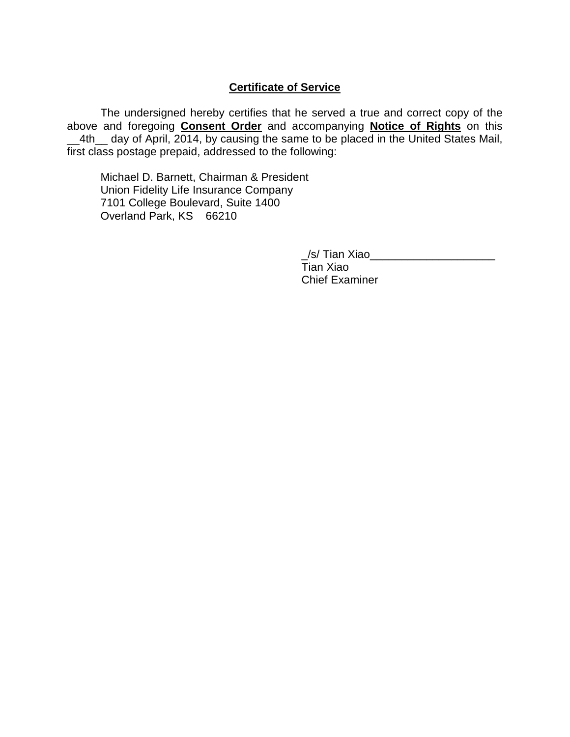## **Certificate of Service**

The undersigned hereby certifies that he served a true and correct copy of the above and foregoing **Consent Order** and accompanying **Notice of Rights** on this __4th__ day of April, 2014, by causing the same to be placed in the United States Mail, first class postage prepaid, addressed to the following:

Michael D. Barnett, Chairman & President
Union Fidelity Life Insurance Company
7101 College Boulevard, Suite 1400
Overland Park, KS 66210

_/s/ Tian Xiao____________________
Tian Xiao
Chief Examiner